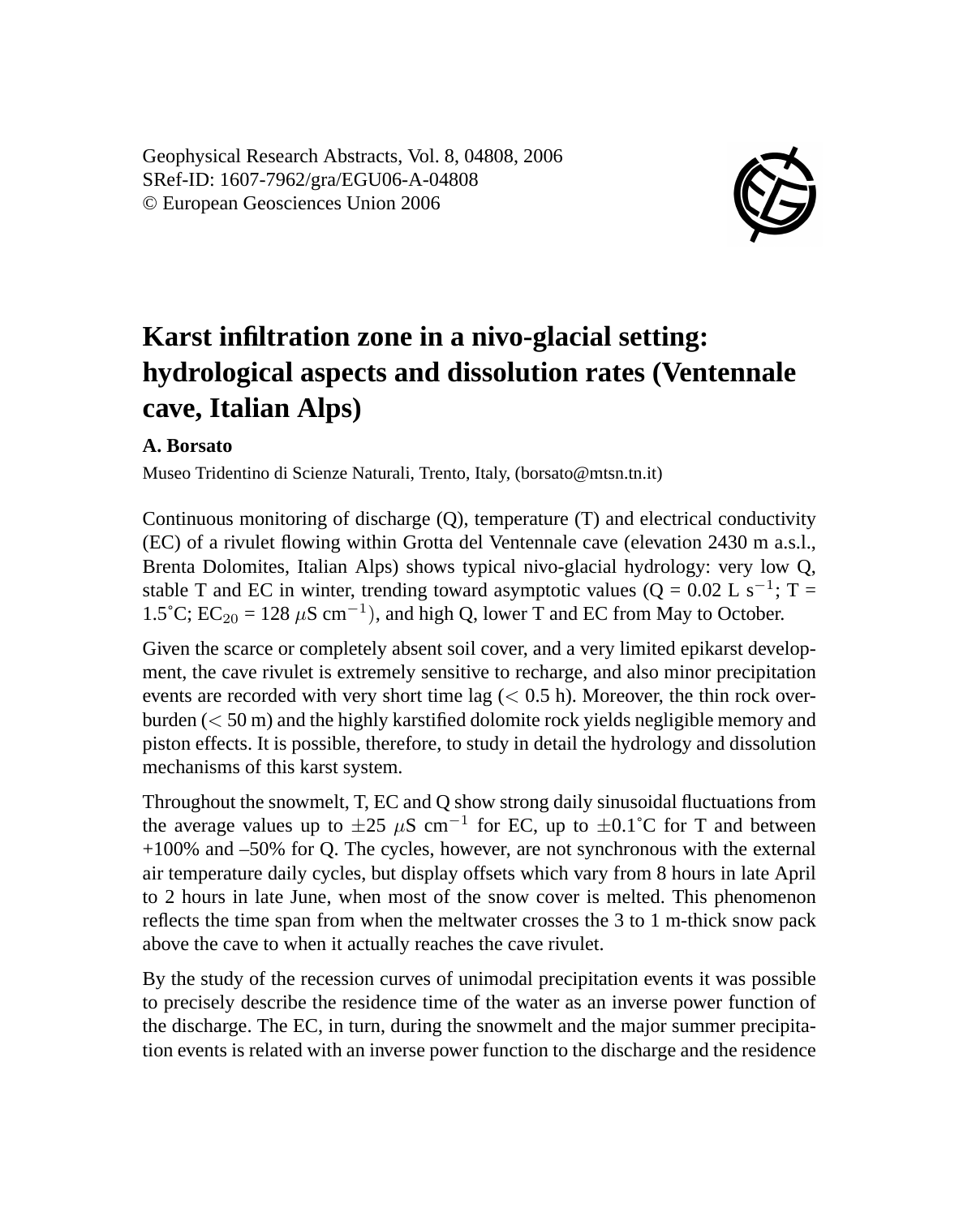Geophysical Research Abstracts, Vol. 8, 04808, 2006
SRef-ID: 1607-7962/gra/EGU06-A-04808
© European Geosciences Union 2006

# Karst infiltration zone in a nivo-glacial setting: hydrological aspects and dissolution rates (Ventennale cave, Italian Alps)

**A. Borsato**

Museo Tridentino di Scienze Naturali, Trento, Italy, (borsato@mtsn.tn.it)

Continuous monitoring of discharge (Q), temperature (T) and electrical conductivity (EC) of a rivulet flowing within Grotta del Ventennale cave (elevation 2430 m a.s.l., Brenta Dolomites, Italian Alps) shows typical nivo-glacial hydrology: very low Q, stable T and EC in winter, trending toward asymptotic values (Q = 0.02 L $s^{-1}$; T = 1.5°C; $EC_{20}$ = 128 $\mu$S $cm^{-1}$), and high Q, lower T and EC from May to October.

Given the scarce or completely absent soil cover, and a very limited epikarst development, the cave rivulet is extremely sensitive to recharge, and also minor precipitation events are recorded with very short time lag (< 0.5 h). Moreover, the thin rock overburden (< 50 m) and the highly karstified dolomite rock yields negligible memory and piston effects. It is possible, therefore, to study in detail the hydrology and dissolution mechanisms of this karst system.

Throughout the snowmelt, T, EC and Q show strong daily sinusoidal fluctuations from the average values up to $\pm$25 $\mu$S $cm^{-1}$ for EC, up to $\pm$0.1°C for T and between +100% and –50% for Q. The cycles, however, are not synchronous with the external air temperature daily cycles, but display offsets which vary from 8 hours in late April to 2 hours in late June, when most of the snow cover is melted. This phenomenon reflects the time span from when the meltwater crosses the 3 to 1 m-thick snow pack above the cave to when it actually reaches the cave rivulet.

By the study of the recession curves of unimodal precipitation events it was possible to precisely describe the residence time of the water as an inverse power function of the discharge. The EC, in turn, during the snowmelt and the major summer precipitation events is related with an inverse power function to the discharge and the residence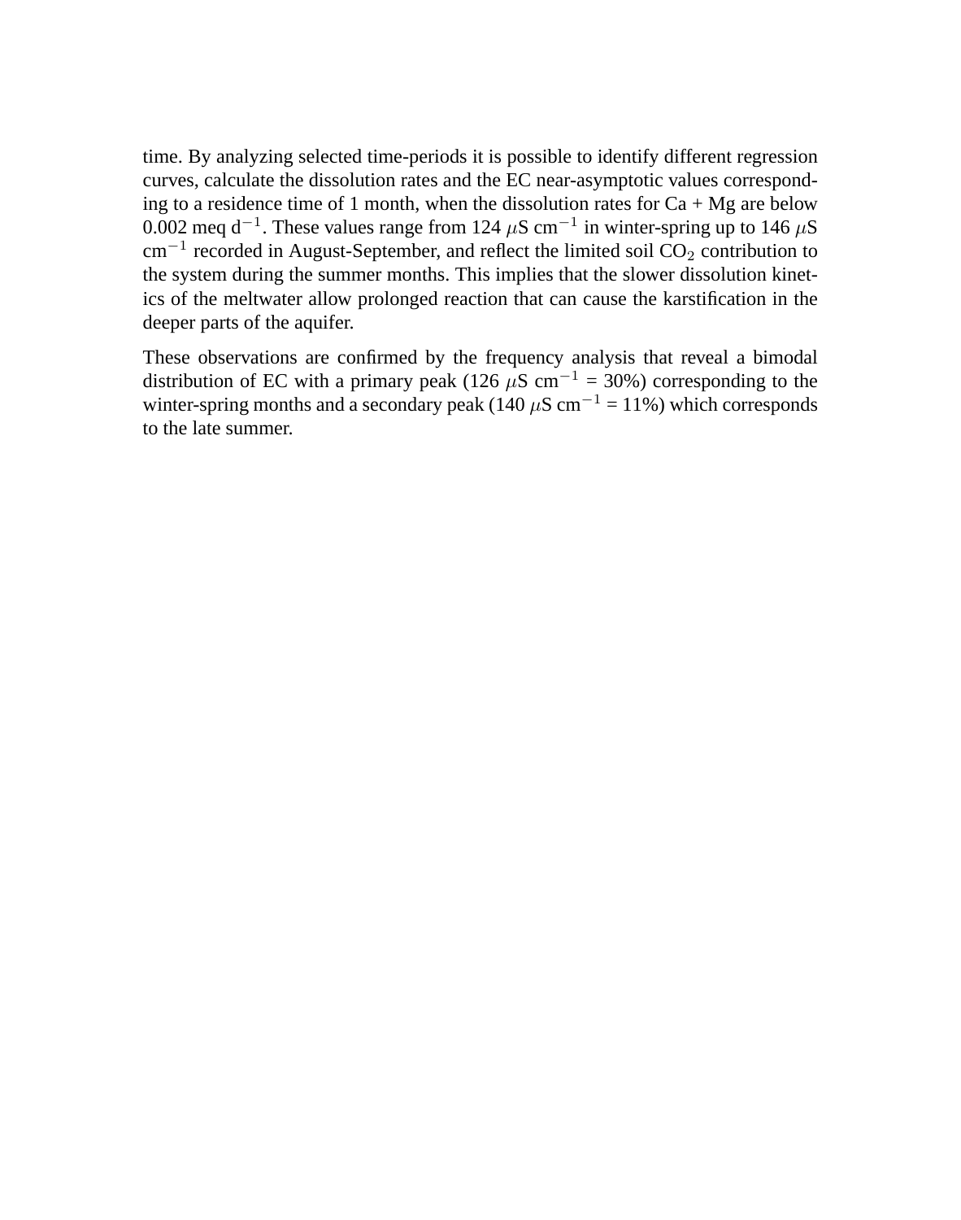time. By analyzing selected time-periods it is possible to identify different regression curves, calculate the dissolution rates and the EC near-asymptotic values corresponding to a residence time of 1 month, when the dissolution rates for Ca + Mg are below 0.002 meq $d^{-1}$. These values range from 124 $\mu$S $cm^{-1}$ in winter-spring up to 146 $\mu$S $cm^{-1}$ recorded in August-September, and reflect the limited soil $CO_2$ contribution to the system during the summer months. This implies that the slower dissolution kinetics of the meltwater allow prolonged reaction that can cause the karstification in the deeper parts of the aquifer.

These observations are confirmed by the frequency analysis that reveal a bimodal distribution of EC with a primary peak (126 $\mu$S $cm^{-1}$ = 30%) corresponding to the winter-spring months and a secondary peak (140 $\mu$S $cm^{-1}$ = 11%) which corresponds to the late summer.